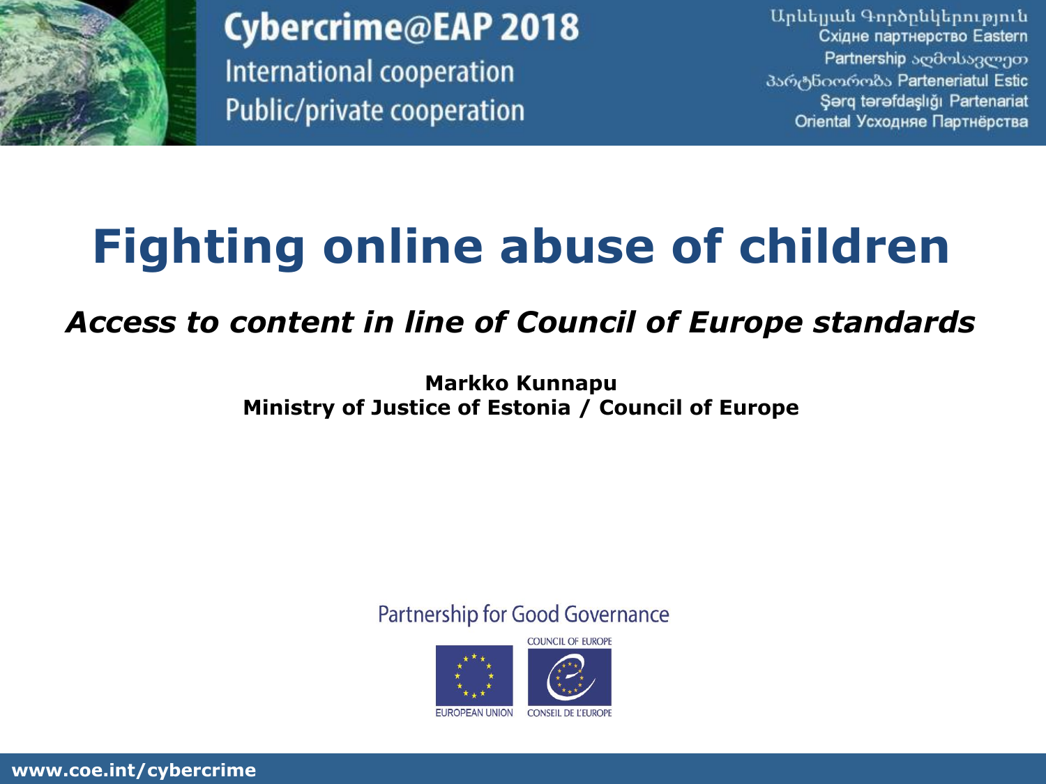Cybercrime@EAP 2018

International cooperation

Public/private cooperation

Արևելյան Գործընկերություն Східне партнерство Eastern Partnership აღმოსავლეთ პარტნიორობა Parteneriatul Estic Şərq tərəfdaşlığı Partenariat Oriental Усходняе Партнёрства

# Fighting online abuse of children

***Access to content in line of Council of Europe standards***

**Markko Kunnapu**
**Ministry of Justice of Estonia / Council of Europe**

Partnership for Good Governance

EUROPEAN UNION

COUNCIL OF EUROPE
CONSEIL DE L'EUROPE

www.coe.int/cybercrime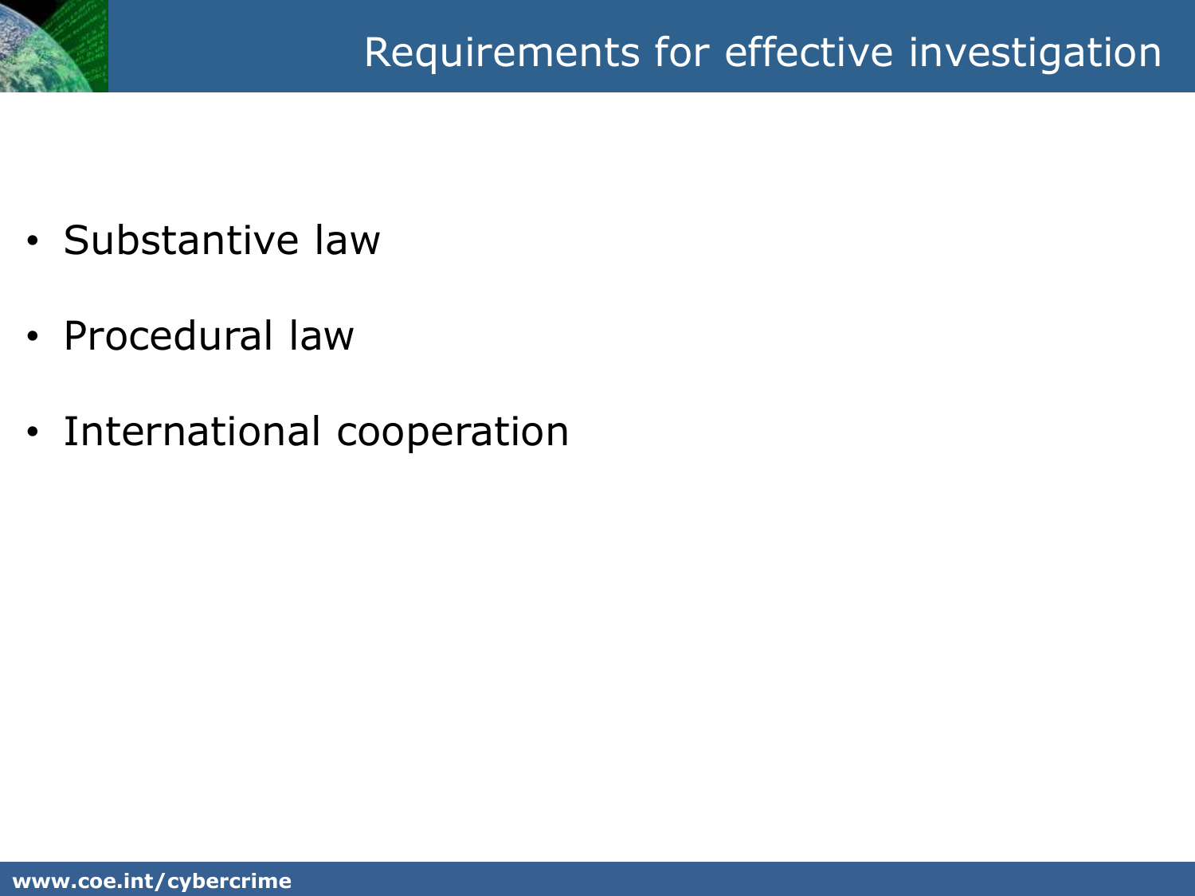# Requirements for effective investigation

- Substantive law
- Procedural law
- International cooperation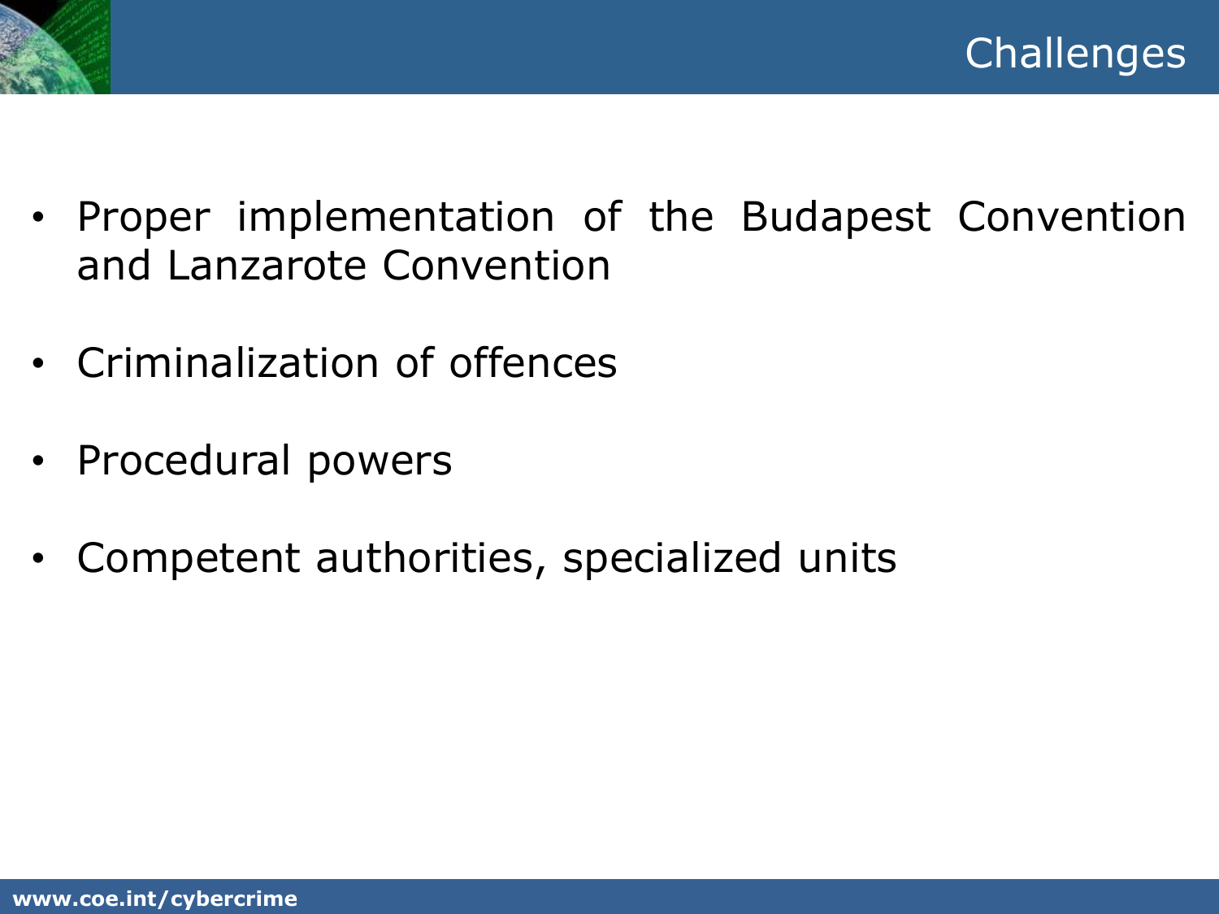# Challenges

- Proper implementation of the Budapest Convention and Lanzarote Convention
- Criminalization of offences
- Procedural powers
- Competent authorities, specialized units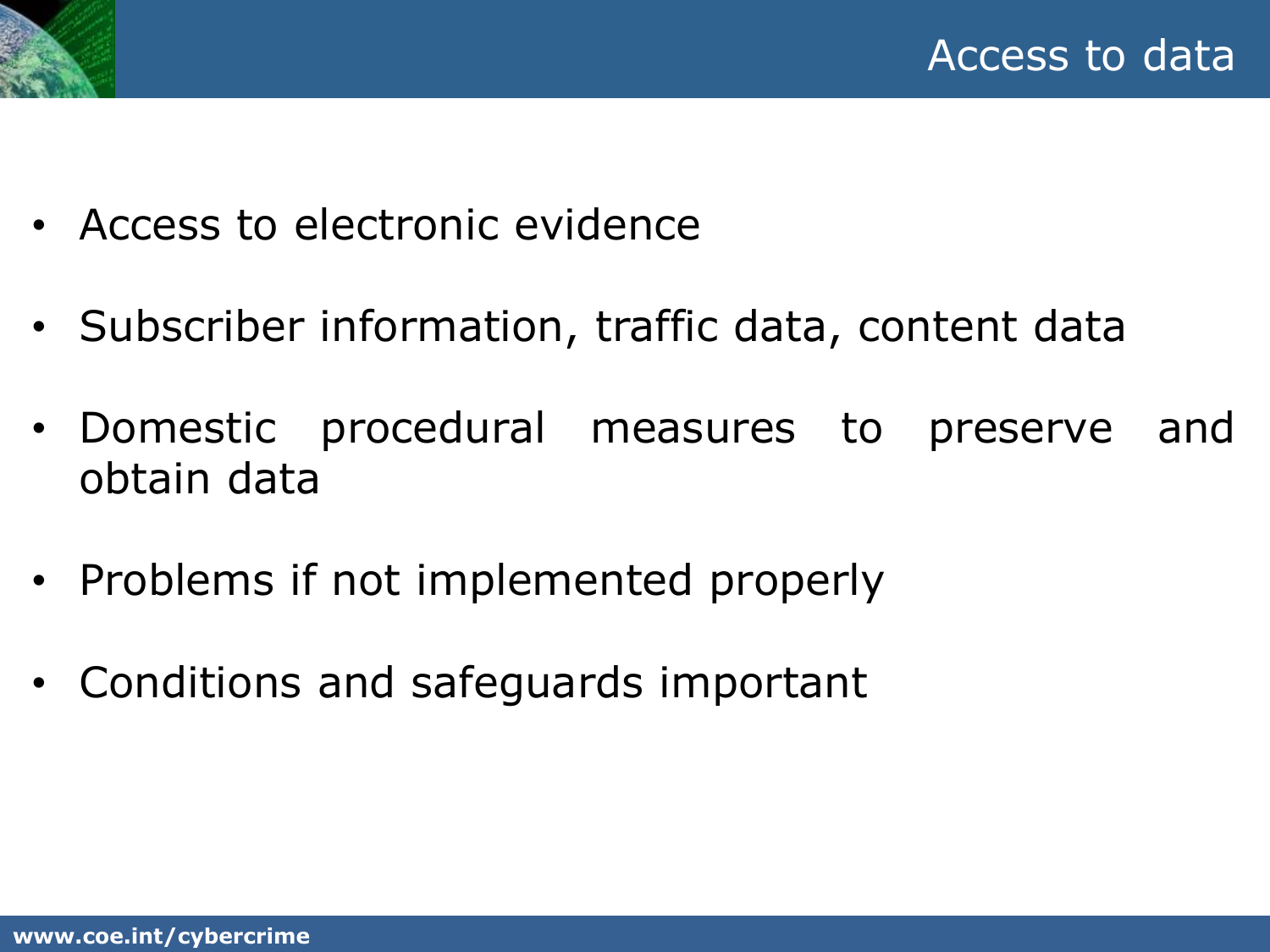# Access to data

- Access to electronic evidence
- Subscriber information, traffic data, content data
- Domestic procedural measures to preserve and obtain data
- Problems if not implemented properly
- Conditions and safeguards important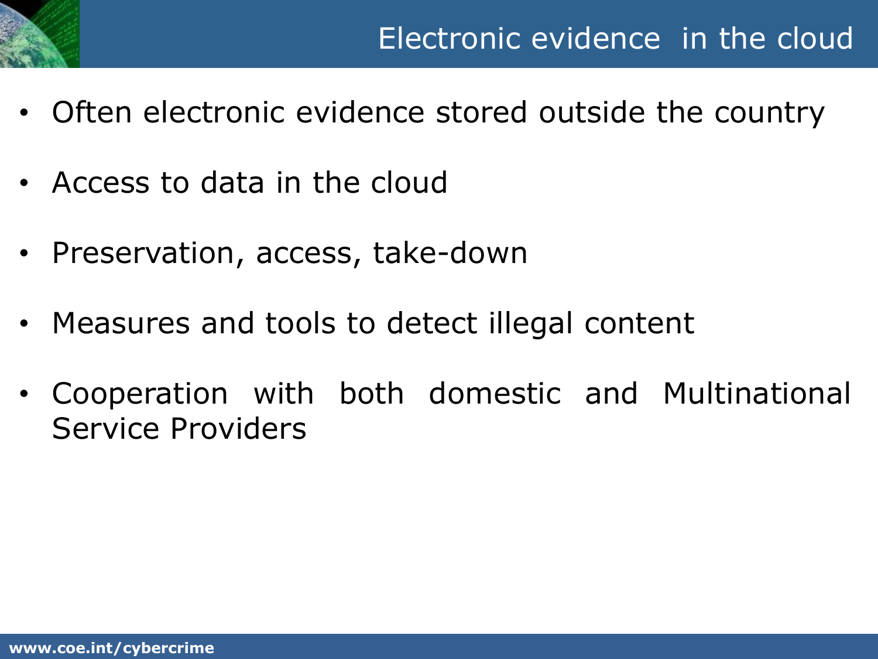# Electronic evidence in the cloud

- Often electronic evidence stored outside the country
- Access to data in the cloud
- Preservation, access, take-down
- Measures and tools to detect illegal content
- Cooperation with both domestic and Multinational Service Providers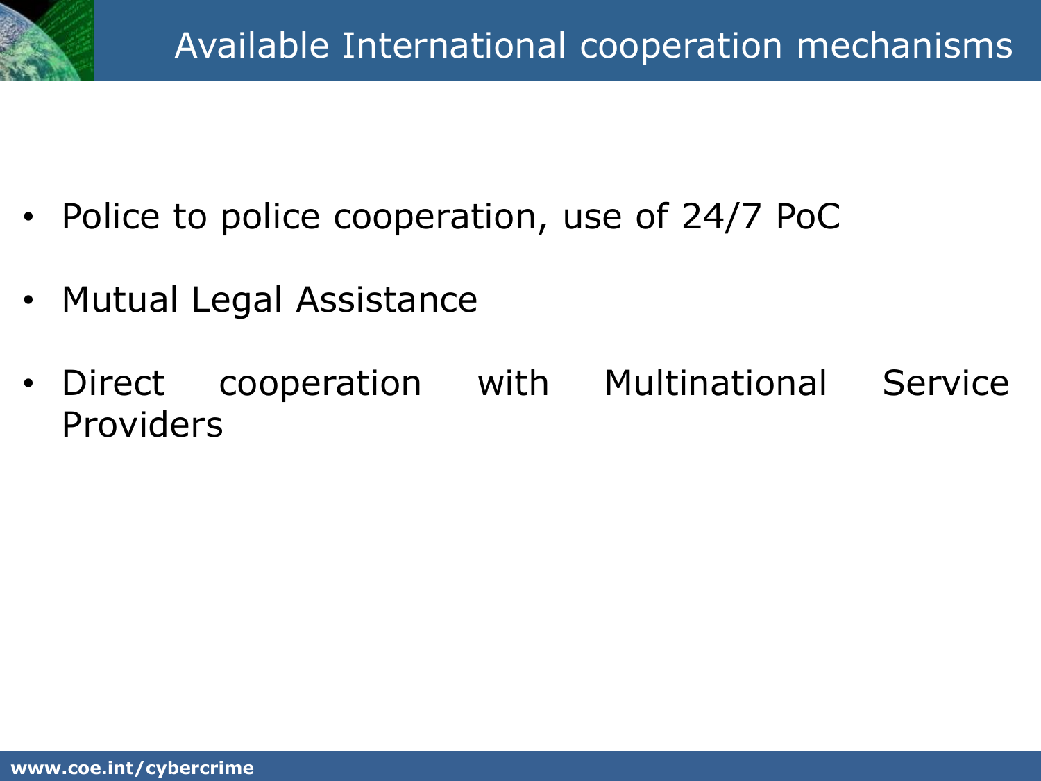# Available International cooperation mechanisms

- Police to police cooperation, use of 24/7 PoC
- Mutual Legal Assistance
- Direct cooperation with Multinational Service Providers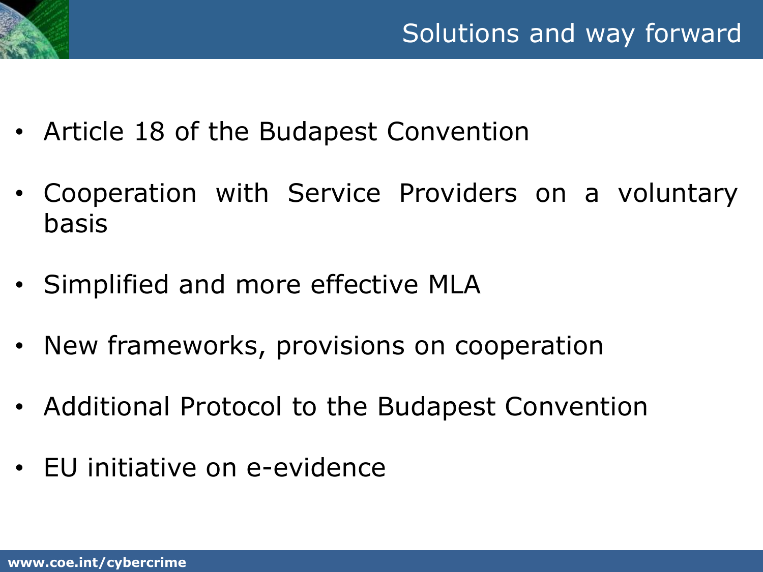# Solutions and way forward

- Article 18 of the Budapest Convention
- Cooperation with Service Providers on a voluntary basis
- Simplified and more effective MLA
- New frameworks, provisions on cooperation
- Additional Protocol to the Budapest Convention
- EU initiative on e-evidence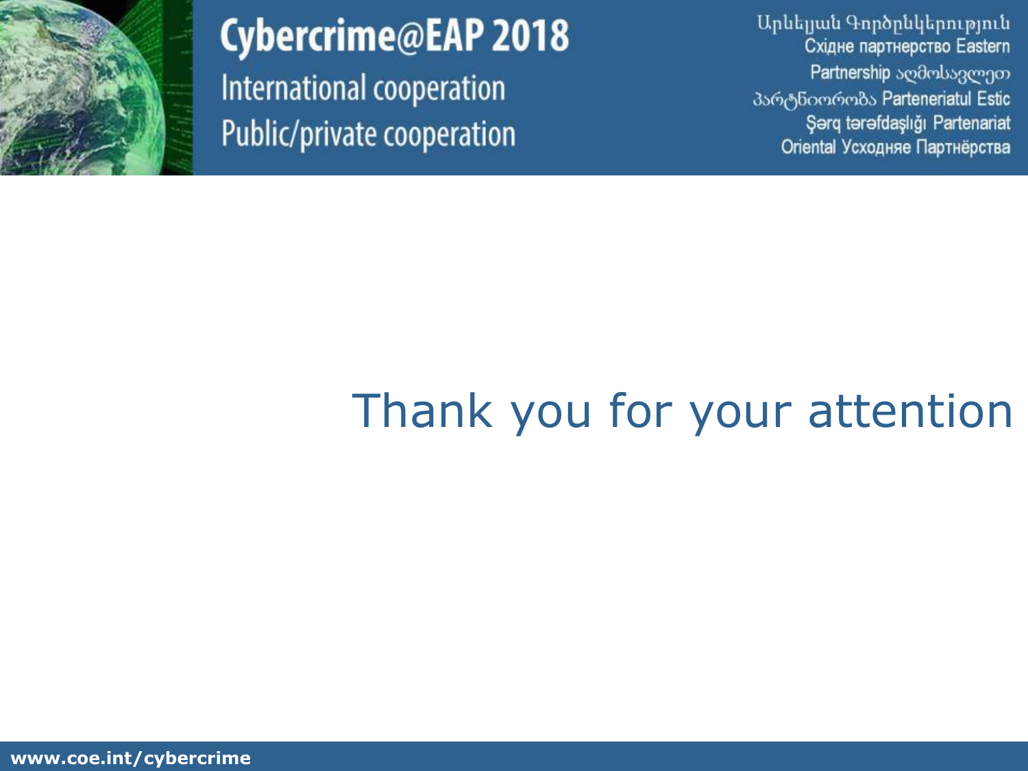Thank you for your attention